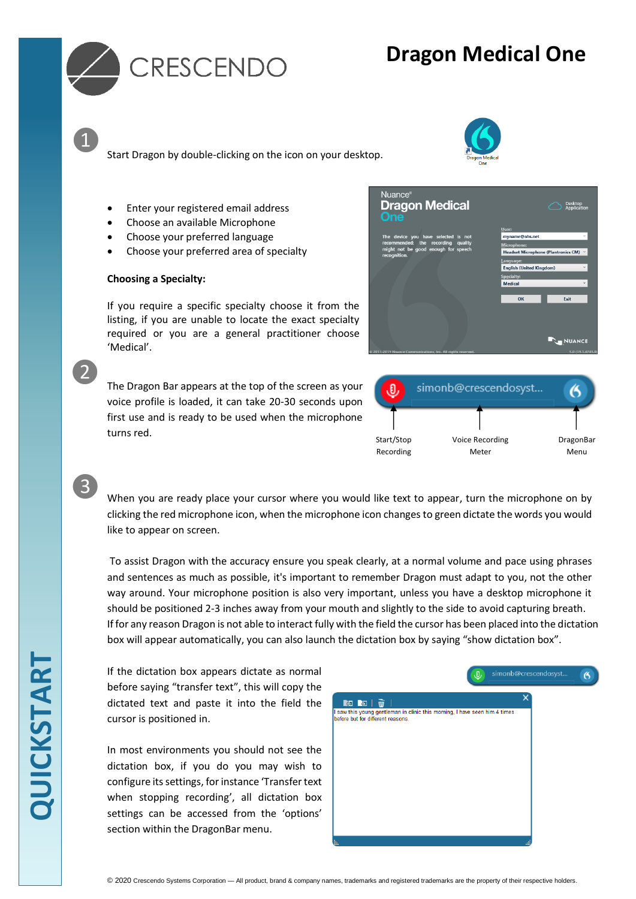# Dragon Medical One

CRESCENDO

QUICKSTART

1

Start Dragon by double-clicking on the icon on your desktop.

- Enter your registered email address
- Choose an available Microphone
- Choose your preferred language
- Choose your preferred area of specialty

**Choosing a Specialty:**

If you require a specific specialty choose it from the listing, if you are unable to locate the exact specialty required or you are a general practitioner choose 'Medical'.

2

The Dragon Bar appears at the top of the screen as your voice profile is loaded, it can take 20-30 seconds upon first use and is ready to be used when the microphone turns red.

Start/Stop Recording | Voice Recording Meter | DragonBar Menu

3

When you are ready place your cursor where you would like text to appear, turn the microphone on by clicking the red microphone icon, when the microphone icon changes to green dictate the words you would like to appear on screen.

To assist Dragon with the accuracy ensure you speak clearly, at a normal volume and pace using phrases and sentences as much as possible, it's important to remember Dragon must adapt to you, not the other way around. Your microphone position is also very important, unless you have a desktop microphone it should be positioned 2-3 inches away from your mouth and slightly to the side to avoid capturing breath. If for any reason Dragon is not able to interact fully with the field the cursor has been placed into the dictation box will appear automatically, you can also launch the dictation box by saying "show dictation box".

If the dictation box appears dictate as normal before saying "transfer text", this will copy the dictated text and paste it into the field the cursor is positioned in.

In most environments you should not see the dictation box, if you do you may wish to configure its settings, for instance 'Transfer text when stopping recording', all dictation box settings can be accessed from the 'options' section within the DragonBar menu.

© 2020 Crescendo Systems Corporation — All product, brand & company names, trademarks and registered trademarks are the property of their respective holders.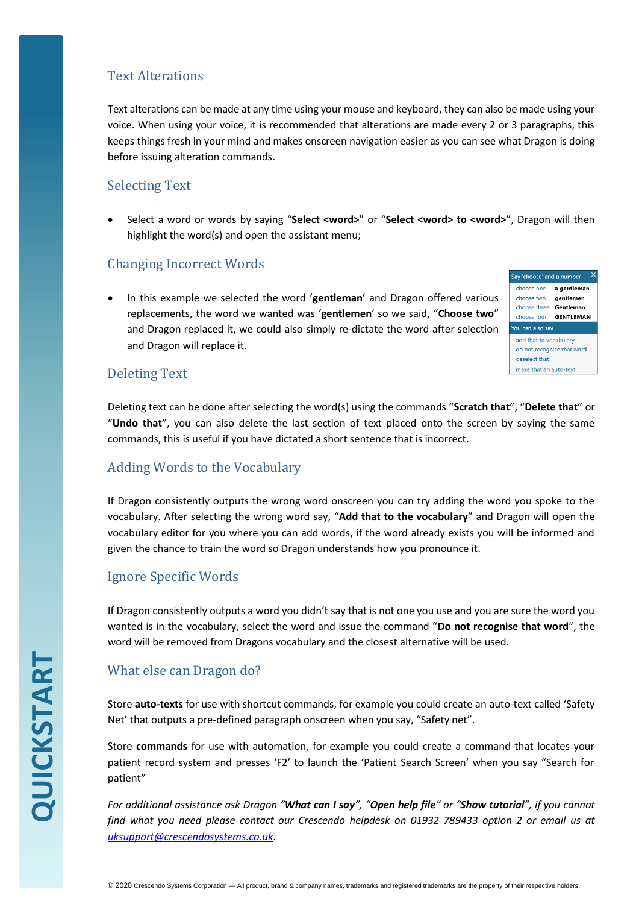## Text Alterations

Text alterations can be made at any time using your mouse and keyboard, they can also be made using your voice. When using your voice, it is recommended that alterations are made every 2 or 3 paragraphs, this keeps things fresh in your mind and makes onscreen navigation easier as you can see what Dragon is doing before issuing alteration commands.

## Selecting Text

- Select a word or words by saying "**Select <word>**" or "**Select <word> to <word>**", Dragon will then highlight the word(s) and open the assistant menu;

## Changing Incorrect Words

- In this example we selected the word '**gentleman**' and Dragon offered various replacements, the word we wanted was '**gentlemen**' so we said, "**Choose two**" and Dragon replaced it, we could also simply re-dictate the word after selection and Dragon will replace it.

Say 'choose' and a number

| | |
|---|---|
| choose one | **a gentleman** |
| choose two | **gentlemen** |
| choose three | **Gentleman** |
| choose four | **GENTLEMAN** |

You can also say

- add that to vocabulary
- do not recognize that word
- deselect that
- make that an auto-text

## Deleting Text

Deleting text can be done after selecting the word(s) using the commands "**Scratch that**", "**Delete that**" or "**Undo that**", you can also delete the last section of text placed onto the screen by saying the same commands, this is useful if you have dictated a short sentence that is incorrect.

## Adding Words to the Vocabulary

If Dragon consistently outputs the wrong word onscreen you can try adding the word you spoke to the vocabulary. After selecting the wrong word say, "**Add that to the vocabulary**" and Dragon will open the vocabulary editor for you where you can add words, if the word already exists you will be informed and given the chance to train the word so Dragon understands how you pronounce it.

## Ignore Specific Words

If Dragon consistently outputs a word you didn't say that is not one you use and you are sure the word you wanted is in the vocabulary, select the word and issue the command "**Do not recognise that word**", the word will be removed from Dragons vocabulary and the closest alternative will be used.

## What else can Dragon do?

Store **auto-texts** for use with shortcut commands, for example you could create an auto-text called 'Safety Net' that outputs a pre-defined paragraph onscreen when you say, "Safety net".

Store **commands** for use with automation, for example you could create a command that locates your patient record system and presses 'F2' to launch the 'Patient Search Screen' when you say "Search for patient"

*For additional assistance ask Dragon "**What can I say**", "**Open help file**" or "**Show tutorial**", if you cannot find what you need please contact our Crescendo helpdesk on 01932 789433 option 2 or email us at [uksupport@crescendosystems.co.uk](mailto:uksupport@crescendosystems.co.uk).*

© 2020 Crescendo Systems Corporation — All product, brand & company names, trademarks and registered trademarks are the property of their respective holders.